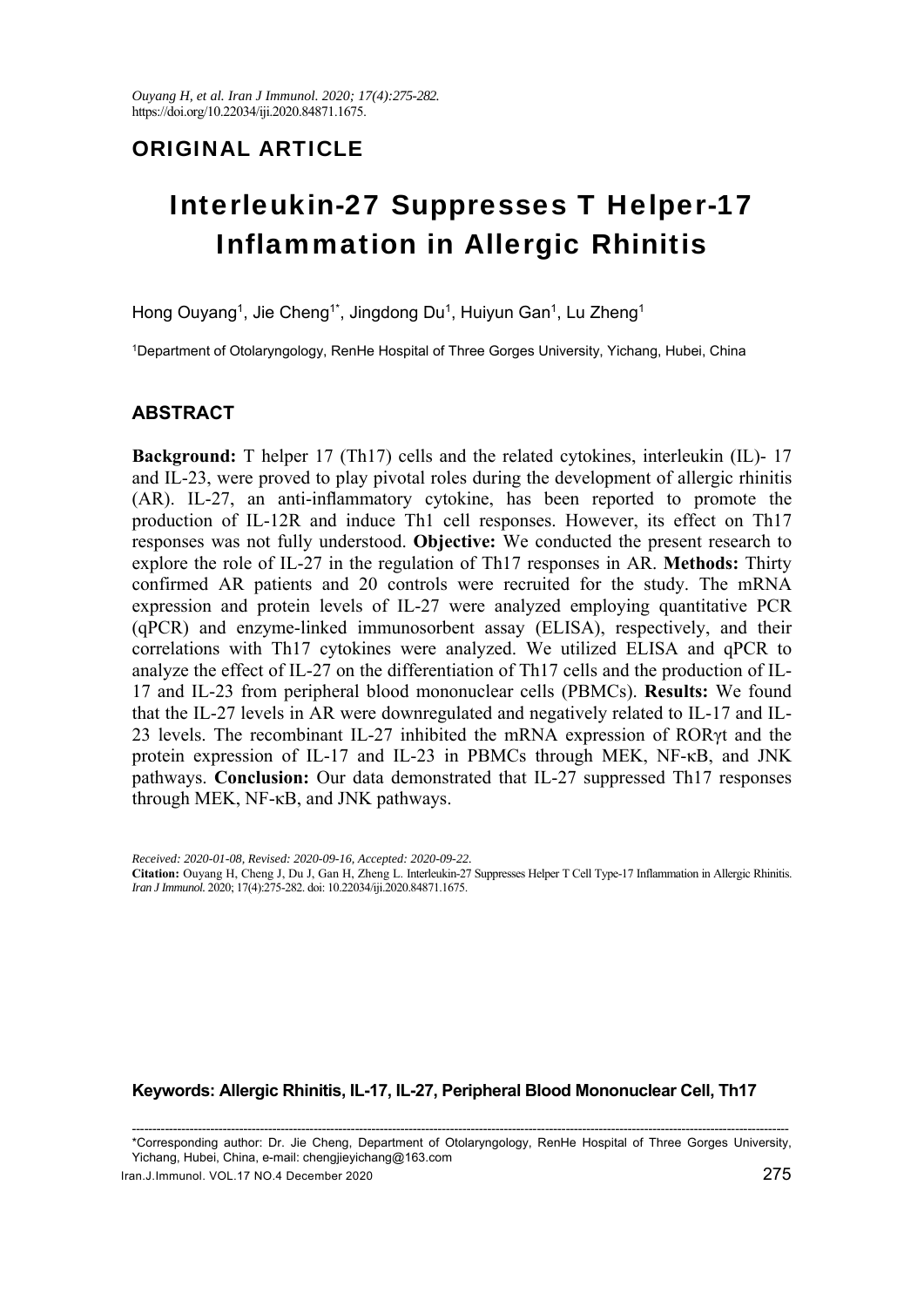*Ouyang H, et al. Iran J Immunol. 2020; 17(4):275-282.*
https://doi.org/10.22034/iji.2020.84871.1675.

**ORIGINAL ARTICLE**

# Interleukin-27 Suppresses T Helper-17 Inflammation in Allergic Rhinitis

Hong Ouyang[1], Jie Cheng[1*], Jingdong Du[1], Huiyun Gan[1], Lu Zheng[1]

[1]Department of Otolaryngology, RenHe Hospital of Three Gorges University, Yichang, Hubei, China

## ABSTRACT

**Background:** T helper 17 (Th17) cells and the related cytokines, interleukin (IL)- 17 and IL-23, were proved to play pivotal roles during the development of allergic rhinitis (AR). IL-27, an anti-inflammatory cytokine, has been reported to promote the production of IL-12R and induce Th1 cell responses. However, its effect on Th17 responses was not fully understood. **Objective:** We conducted the present research to explore the role of IL-27 in the regulation of Th17 responses in AR. **Methods:** Thirty confirmed AR patients and 20 controls were recruited for the study. The mRNA expression and protein levels of IL-27 were analyzed employing quantitative PCR (qPCR) and enzyme-linked immunosorbent assay (ELISA), respectively, and their correlations with Th17 cytokines were analyzed. We utilized ELISA and qPCR to analyze the effect of IL-27 on the differentiation of Th17 cells and the production of IL-17 and IL-23 from peripheral blood mononuclear cells (PBMCs). **Results:** We found that the IL-27 levels in AR were downregulated and negatively related to IL-17 and IL-23 levels. The recombinant IL-27 inhibited the mRNA expression of RORγt and the protein expression of IL-17 and IL-23 in PBMCs through MEK, NF-κB, and JNK pathways. **Conclusion:** Our data demonstrated that IL-27 suppressed Th17 responses through MEK, NF-κB, and JNK pathways.

*Received: 2020-01-08, Revised: 2020-09-16, Accepted: 2020-09-22.*
**Citation:** Ouyang H, Cheng J, Du J, Gan H, Zheng L. Interleukin-27 Suppresses Helper T Cell Type-17 Inflammation in Allergic Rhinitis. *Iran J Immunol.* 2020; 17(4):275-282. doi: 10.22034/iji.2020.84871.1675.

**Keywords: Allergic Rhinitis, IL-17, IL-27, Peripheral Blood Mononuclear Cell, Th17**

---

*Corresponding author: Dr. Jie Cheng, Department of Otolaryngology, RenHe Hospital of Three Gorges University, Yichang, Hubei, China, e-mail: chengjieyichang@163.com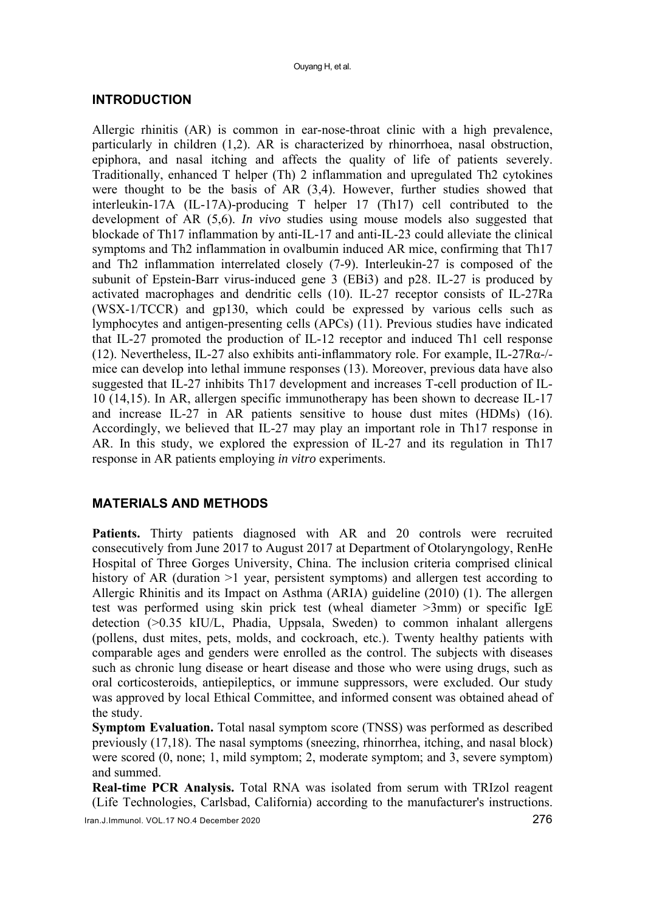## INTRODUCTION

Allergic rhinitis (AR) is common in ear-nose-throat clinic with a high prevalence, particularly in children (1,2). AR is characterized by rhinorrhoea, nasal obstruction, epiphora, and nasal itching and affects the quality of life of patients severely. Traditionally, enhanced T helper (Th) 2 inflammation and upregulated Th2 cytokines were thought to be the basis of AR (3,4). However, further studies showed that interleukin-17A (IL-17A)-producing T helper 17 (Th17) cell contributed to the development of AR (5,6). *In vivo* studies using mouse models also suggested that blockade of Th17 inflammation by anti-IL-17 and anti-IL-23 could alleviate the clinical symptoms and Th2 inflammation in ovalbumin induced AR mice, confirming that Th17 and Th2 inflammation interrelated closely (7-9). Interleukin-27 is composed of the subunit of Epstein-Barr virus-induced gene 3 (EBi3) and p28. IL-27 is produced by activated macrophages and dendritic cells (10). IL-27 receptor consists of IL-27Ra (WSX-1/TCCR) and gp130, which could be expressed by various cells such as lymphocytes and antigen-presenting cells (APCs) (11). Previous studies have indicated that IL-27 promoted the production of IL-12 receptor and induced Th1 cell response (12). Nevertheless, IL-27 also exhibits anti-inflammatory role. For example, IL-27Rα-/- mice can develop into lethal immune responses (13). Moreover, previous data have also suggested that IL-27 inhibits Th17 development and increases T-cell production of IL-10 (14,15). In AR, allergen specific immunotherapy has been shown to decrease IL-17 and increase IL-27 in AR patients sensitive to house dust mites (HDMs) (16). Accordingly, we believed that IL-27 may play an important role in Th17 response in AR. In this study, we explored the expression of IL-27 and its regulation in Th17 response in AR patients employing *in vitro* experiments.

## MATERIALS AND METHODS

**Patients.** Thirty patients diagnosed with AR and 20 controls were recruited consecutively from June 2017 to August 2017 at Department of Otolaryngology, RenHe Hospital of Three Gorges University, China. The inclusion criteria comprised clinical history of AR (duration >1 year, persistent symptoms) and allergen test according to Allergic Rhinitis and its Impact on Asthma (ARIA) guideline (2010) (1). The allergen test was performed using skin prick test (wheal diameter >3mm) or specific IgE detection (>0.35 kIU/L, Phadia, Uppsala, Sweden) to common inhalant allergens (pollens, dust mites, pets, molds, and cockroach, etc.). Twenty healthy patients with comparable ages and genders were enrolled as the control. The subjects with diseases such as chronic lung disease or heart disease and those who were using drugs, such as oral corticosteroids, antiepileptics, or immune suppressors, were excluded. Our study was approved by local Ethical Committee, and informed consent was obtained ahead of the study.

**Symptom Evaluation.** Total nasal symptom score (TNSS) was performed as described previously (17,18). The nasal symptoms (sneezing, rhinorrhea, itching, and nasal block) were scored (0, none; 1, mild symptom; 2, moderate symptom; and 3, severe symptom) and summed.

**Real-time PCR Analysis.** Total RNA was isolated from serum with TRIzol reagent (Life Technologies, Carlsbad, California) according to the manufacturer's instructions.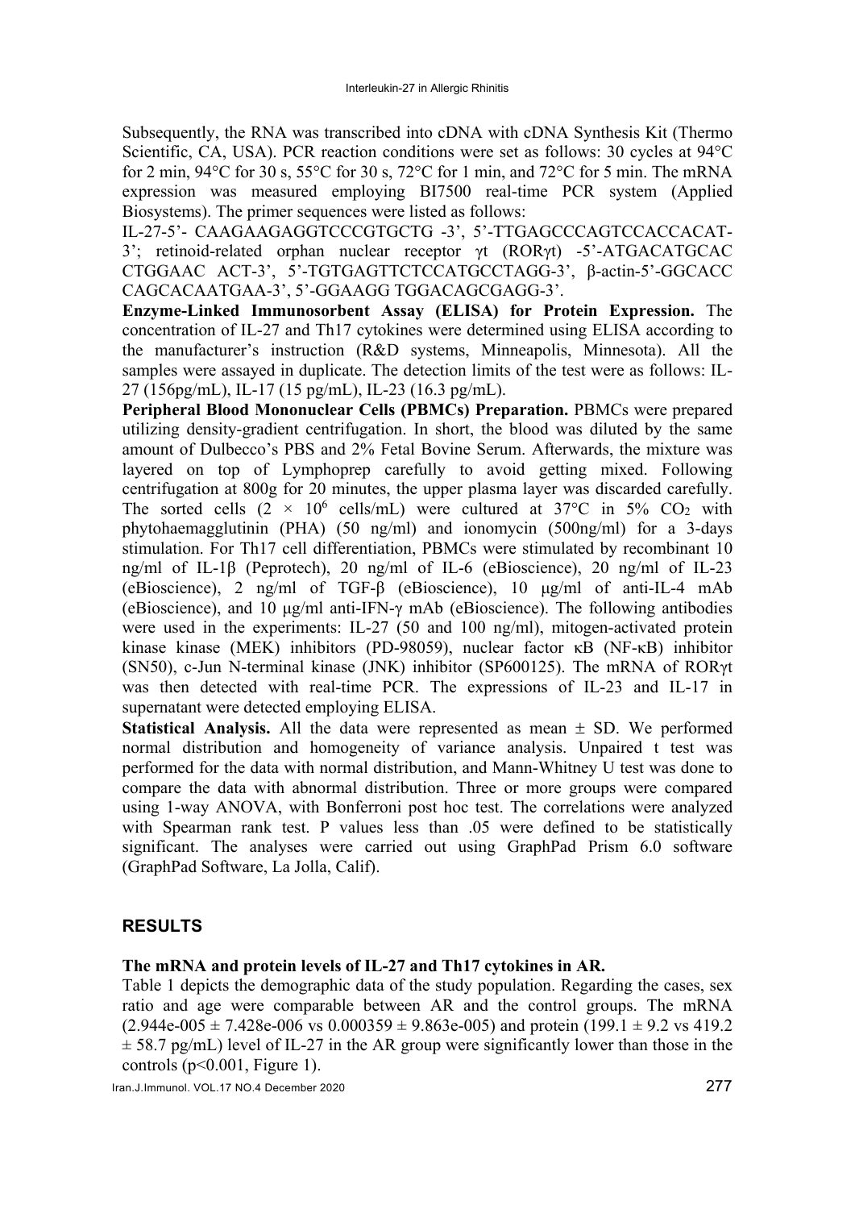Subsequently, the RNA was transcribed into cDNA with cDNA Synthesis Kit (Thermo Scientific, CA, USA). PCR reaction conditions were set as follows: 30 cycles at 94°C for 2 min, 94°C for 30 s, 55°C for 30 s, 72°C for 1 min, and 72°C for 5 min. The mRNA expression was measured employing BI7500 real-time PCR system (Applied Biosystems). The primer sequences were listed as follows:

IL-27-5'- CAAGAAGAGGTCCCGTGCTG -3', 5'-TTGAGCCCAGTCCACCACAT-3'; retinoid-related orphan nuclear receptor γt (RORγt) -5'-ATGACATGCAC CTGGAAC ACT-3', 5'-TGTGAGTTCTCCATGCCTAGG-3', β-actin-5'-GGCACC CAGCACAATGAA-3', 5'-GGAAGG TGGACAGCGAGG-3'.

**Enzyme-Linked Immunosorbent Assay (ELISA) for Protein Expression.** The concentration of IL-27 and Th17 cytokines were determined using ELISA according to the manufacturer's instruction (R&D systems, Minneapolis, Minnesota). All the samples were assayed in duplicate. The detection limits of the test were as follows: IL-27 (156pg/mL), IL-17 (15 pg/mL), IL-23 (16.3 pg/mL).

**Peripheral Blood Mononuclear Cells (PBMCs) Preparation.** PBMCs were prepared utilizing density-gradient centrifugation. In short, the blood was diluted by the same amount of Dulbecco's PBS and 2% Fetal Bovine Serum. Afterwards, the mixture was layered on top of Lymphoprep carefully to avoid getting mixed. Following centrifugation at 800g for 20 minutes, the upper plasma layer was discarded carefully. The sorted cells ($2 \times 10^6$ cells/mL) were cultured at 37°C in 5% $CO_2$ with phytohaemagglutinin (PHA) (50 ng/ml) and ionomycin (500ng/ml) for a 3-days stimulation. For Th17 cell differentiation, PBMCs were stimulated by recombinant 10 ng/ml of IL-1β (Peprotech), 20 ng/ml of IL-6 (eBioscience), 20 ng/ml of IL-23 (eBioscience), 2 ng/ml of TGF-β (eBioscience), 10 μg/ml of anti-IL-4 mAb (eBioscience), and 10 μg/ml anti-IFN-γ mAb (eBioscience). The following antibodies were used in the experiments: IL-27 (50 and 100 ng/ml), mitogen-activated protein kinase kinase (MEK) inhibitors (PD-98059), nuclear factor κB (NF-κB) inhibitor (SN50), c-Jun N-terminal kinase (JNK) inhibitor (SP600125). The mRNA of RORγt was then detected with real-time PCR. The expressions of IL-23 and IL-17 in supernatant were detected employing ELISA.

**Statistical Analysis.** All the data were represented as mean ± SD. We performed normal distribution and homogeneity of variance analysis. Unpaired t test was performed for the data with normal distribution, and Mann-Whitney U test was done to compare the data with abnormal distribution. Three or more groups were compared using 1-way ANOVA, with Bonferroni post hoc test. The correlations were analyzed with Spearman rank test. P values less than .05 were defined to be statistically significant. The analyses were carried out using GraphPad Prism 6.0 software (GraphPad Software, La Jolla, Calif).

## RESULTS

**The mRNA and protein levels of IL-27 and Th17 cytokines in AR.**

Table 1 depicts the demographic data of the study population. Regarding the cases, sex ratio and age were comparable between AR and the control groups. The mRNA (2.944e-005 ± 7.428e-006 vs 0.000359 ± 9.863e-005) and protein (199.1 ± 9.2 vs 419.2 ± 58.7 pg/mL) level of IL-27 in the AR group were significantly lower than those in the controls ($p<0.001$, Figure 1).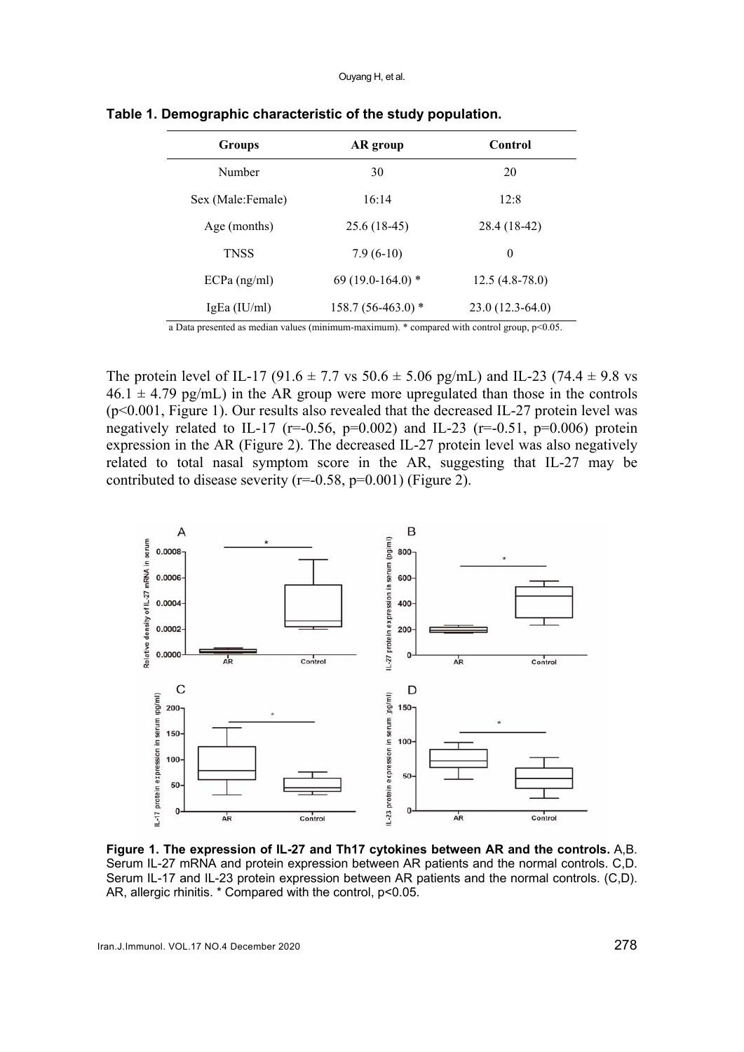**Table 1. Demographic characteristic of the study population.**

| Groups | AR group | Control |
|---|---|---|
| Number | 30 | 20 |
| Sex (Male:Female) | 16:14 | 12:8 |
| Age (months) | 25.6 (18-45) | 28.4 (18-42) |
| TNSS | 7.9 (6-10) | 0 |
| ECPa (ng/ml) | 69 (19.0-164.0) * | 12.5 (4.8-78.0) |
| IgEa (IU/ml) | 158.7 (56-463.0) * | 23.0 (12.3-64.0) |

a Data presented as median values (minimum-maximum). * compared with control group, $p<0.05$.

The protein level of IL-17 ($91.6 \pm 7.7$ vs $50.6 \pm 5.06$ pg/mL) and IL-23 ($74.4 \pm 9.8$ vs $46.1 \pm 4.79$ pg/mL) in the AR group were more upregulated than those in the controls ($p<0.001$, Figure 1). Our results also revealed that the decreased IL-27 protein level was negatively related to IL-17 ($r=-0.56$, $p=0.002$) and IL-23 ($r=-0.51$, $p=0.006$) protein expression in the AR (Figure 2). The decreased IL-27 protein level was also negatively related to total nasal symptom score in the AR, suggesting that IL-27 may be contributed to disease severity ($r=-0.58$, $p=0.001$) (Figure 2).

**Figure 1. The expression of IL-27 and Th17 cytokines between AR and the controls.** A,B. Serum IL-27 mRNA and protein expression between AR patients and the normal controls. C,D. Serum IL-17 and IL-23 protein expression between AR patients and the normal controls. (C,D). AR, allergic rhinitis. * Compared with the control, $p<0.05$.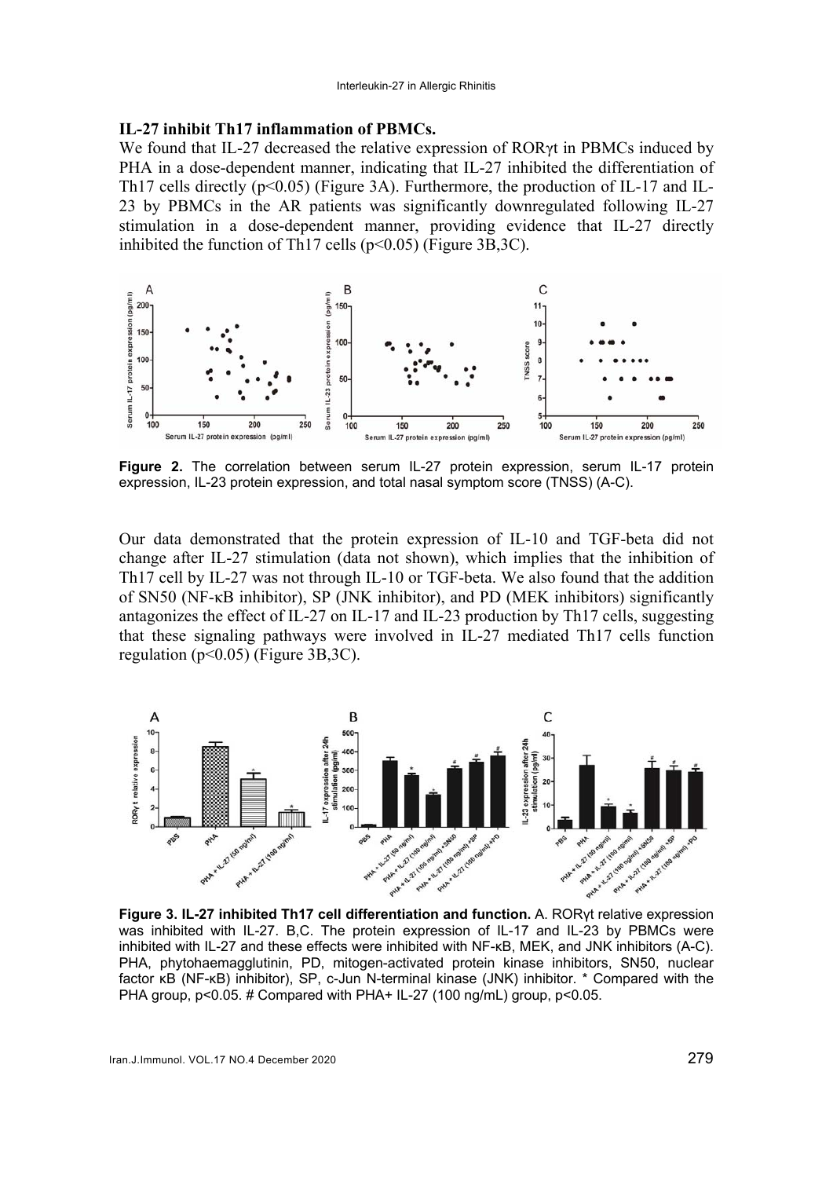**IL-27 inhibit Th17 inflammation of PBMCs.**

We found that IL-27 decreased the relative expression of RORγt in PBMCs induced by PHA in a dose-dependent manner, indicating that IL-27 inhibited the differentiation of Th17 cells directly ($p<0.05$) (Figure 3A). Furthermore, the production of IL-17 and IL-23 by PBMCs in the AR patients was significantly downregulated following IL-27 stimulation in a dose-dependent manner, providing evidence that IL-27 directly inhibited the function of Th17 cells ($p<0.05$) (Figure 3B,3C).

**Figure 2.** The correlation between serum IL-27 protein expression, serum IL-17 protein expression, IL-23 protein expression, and total nasal symptom score (TNSS) (A-C).

Our data demonstrated that the protein expression of IL-10 and TGF-beta did not change after IL-27 stimulation (data not shown), which implies that the inhibition of Th17 cell by IL-27 was not through IL-10 or TGF-beta. We also found that the addition of SN50 (NF-κB inhibitor), SP (JNK inhibitor), and PD (MEK inhibitors) significantly antagonizes the effect of IL-27 on IL-17 and IL-23 production by Th17 cells, suggesting that these signaling pathways were involved in IL-27 mediated Th17 cells function regulation ($p<0.05$) (Figure 3B,3C).

**Figure 3. IL-27 inhibited Th17 cell differentiation and function.** A. RORγt relative expression was inhibited with IL-27. B,C. The protein expression of IL-17 and IL-23 by PBMCs were inhibited with IL-27 and these effects were inhibited with NF-κB, MEK, and JNK inhibitors (A-C). PHA, phytohaemagglutinin, PD, mitogen-activated protein kinase inhibitors, SN50, nuclear factor κB (NF-κB) inhibitor), SP, c-Jun N-terminal kinase (JNK) inhibitor. * Compared with the PHA group, $p<0.05$. # Compared with PHA+ IL-27 (100 ng/mL) group, $p<0.05$.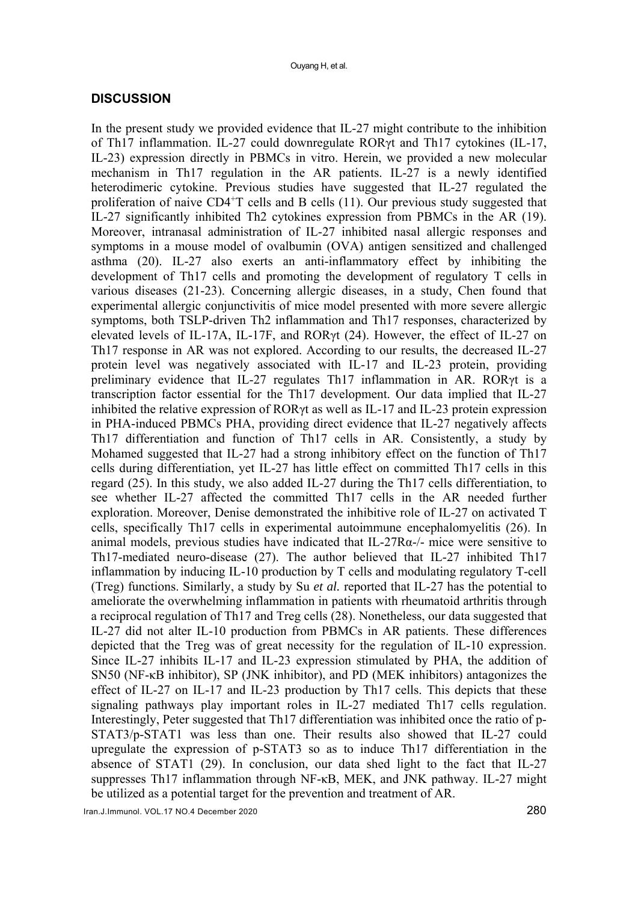## DISCUSSION

In the present study we provided evidence that IL-27 might contribute to the inhibition of Th17 inflammation. IL-27 could downregulate RORγt and Th17 cytokines (IL-17, IL-23) expression directly in PBMCs in vitro. Herein, we provided a new molecular mechanism in Th17 regulation in the AR patients. IL-27 is a newly identified heterodimeric cytokine. Previous studies have suggested that IL-27 regulated the proliferation of naive $CD4^{+}$T cells and B cells (11). Our previous study suggested that IL-27 significantly inhibited Th2 cytokines expression from PBMCs in the AR (19). Moreover, intranasal administration of IL-27 inhibited nasal allergic responses and symptoms in a mouse model of ovalbumin (OVA) antigen sensitized and challenged asthma (20). IL-27 also exerts an anti-inflammatory effect by inhibiting the development of Th17 cells and promoting the development of regulatory T cells in various diseases (21-23). Concerning allergic diseases, in a study, Chen found that experimental allergic conjunctivitis of mice model presented with more severe allergic symptoms, both TSLP-driven Th2 inflammation and Th17 responses, characterized by elevated levels of IL-17A, IL-17F, and RORγt (24). However, the effect of IL-27 on Th17 response in AR was not explored. According to our results, the decreased IL-27 protein level was negatively associated with IL-17 and IL-23 protein, providing preliminary evidence that IL-27 regulates Th17 inflammation in AR. RORγt is a transcription factor essential for the Th17 development. Our data implied that IL-27 inhibited the relative expression of RORγt as well as IL-17 and IL-23 protein expression in PHA-induced PBMCs PHA, providing direct evidence that IL-27 negatively affects Th17 differentiation and function of Th17 cells in AR. Consistently, a study by Mohamed suggested that IL-27 had a strong inhibitory effect on the function of Th17 cells during differentiation, yet IL-27 has little effect on committed Th17 cells in this regard (25). In this study, we also added IL-27 during the Th17 cells differentiation, to see whether IL-27 affected the committed Th17 cells in the AR needed further exploration. Moreover, Denise demonstrated the inhibitive role of IL-27 on activated T cells, specifically Th17 cells in experimental autoimmune encephalomyelitis (26). In animal models, previous studies have indicated that IL-27Rα-/- mice were sensitive to Th17-mediated neuro-disease (27). The author believed that IL-27 inhibited Th17 inflammation by inducing IL-10 production by T cells and modulating regulatory T-cell (Treg) functions. Similarly, a study by Su *et al.* reported that IL-27 has the potential to ameliorate the overwhelming inflammation in patients with rheumatoid arthritis through a reciprocal regulation of Th17 and Treg cells (28). Nonetheless, our data suggested that IL-27 did not alter IL-10 production from PBMCs in AR patients. These differences depicted that the Treg was of great necessity for the regulation of IL-10 expression. Since IL-27 inhibits IL-17 and IL-23 expression stimulated by PHA, the addition of SN50 (NF-κB inhibitor), SP (JNK inhibitor), and PD (MEK inhibitors) antagonizes the effect of IL-27 on IL-17 and IL-23 production by Th17 cells. This depicts that these signaling pathways play important roles in IL-27 mediated Th17 cells regulation. Interestingly, Peter suggested that Th17 differentiation was inhibited once the ratio of p-STAT3/p-STAT1 was less than one. Their results also showed that IL-27 could upregulate the expression of p-STAT3 so as to induce Th17 differentiation in the absence of STAT1 (29). In conclusion, our data shed light to the fact that IL-27 suppresses Th17 inflammation through NF-κB, MEK, and JNK pathway. IL-27 might be utilized as a potential target for the prevention and treatment of AR.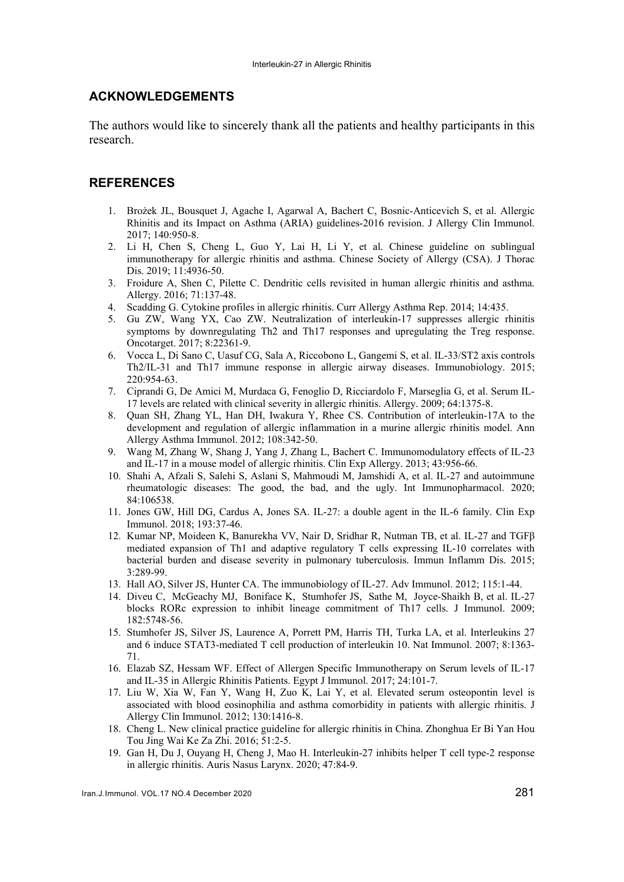## ACKNOWLEDGEMENTS

The authors would like to sincerely thank all the patients and healthy participants in this research.

## REFERENCES

1. Brożek JL, Bousquet J, Agache I, Agarwal A, Bachert C, Bosnic-Anticevich S, et al. Allergic Rhinitis and its Impact on Asthma (ARIA) guidelines-2016 revision. J Allergy Clin Immunol. 2017; 140:950-8.
2. Li H, Chen S, Cheng L, Guo Y, Lai H, Li Y, et al. Chinese guideline on sublingual immunotherapy for allergic rhinitis and asthma. Chinese Society of Allergy (CSA). J Thorac Dis. 2019; 11:4936-50.
3. Froidure A, Shen C, Pilette C. Dendritic cells revisited in human allergic rhinitis and asthma. Allergy. 2016; 71:137-48.
4. Scadding G. Cytokine profiles in allergic rhinitis. Curr Allergy Asthma Rep. 2014; 14:435.
5. Gu ZW, Wang YX, Cao ZW. Neutralization of interleukin-17 suppresses allergic rhinitis symptoms by downregulating Th2 and Th17 responses and upregulating the Treg response. Oncotarget. 2017; 8:22361-9.
6. Vocca L, Di Sano C, Uasuf CG, Sala A, Riccobono L, Gangemi S, et al. IL-33/ST2 axis controls Th2/IL-31 and Th17 immune response in allergic airway diseases. Immunobiology. 2015; 220:954-63.
7. Ciprandi G, De Amici M, Murdaca G, Fenoglio D, Ricciardolo F, Marseglia G, et al. Serum IL-17 levels are related with clinical severity in allergic rhinitis. Allergy. 2009; 64:1375-8.
8. Quan SH, Zhang YL, Han DH, Iwakura Y, Rhee CS. Contribution of interleukin-17A to the development and regulation of allergic inflammation in a murine allergic rhinitis model. Ann Allergy Asthma Immunol. 2012; 108:342-50.
9. Wang M, Zhang W, Shang J, Yang J, Zhang L, Bachert C. Immunomodulatory effects of IL-23 and IL-17 in a mouse model of allergic rhinitis. Clin Exp Allergy. 2013; 43:956-66.
10. Shahi A, Afzali S, Salehi S, Aslani S, Mahmoudi M, Jamshidi A, et al. IL-27 and autoimmune rheumatologic diseases: The good, the bad, and the ugly. Int Immunopharmacol. 2020; 84:106538.
11. Jones GW, Hill DG, Cardus A, Jones SA. IL-27: a double agent in the IL-6 family. Clin Exp Immunol. 2018; 193:37-46.
12. Kumar NP, Moideen K, Banurekha VV, Nair D, Sridhar R, Nutman TB, et al. IL-27 and TGFβ mediated expansion of Th1 and adaptive regulatory T cells expressing IL-10 correlates with bacterial burden and disease severity in pulmonary tuberculosis. Immun Inflamm Dis. 2015; 3:289-99.
13. Hall AO, Silver JS, Hunter CA. The immunobiology of IL-27. Adv Immunol. 2012; 115:1-44.
14. Diveu C, McGeachy MJ, Boniface K, Stumhofer JS, Sathe M, Joyce-Shaikh B, et al. IL-27 blocks RORc expression to inhibit lineage commitment of Th17 cells. J Immunol. 2009; 182:5748-56.
15. Stumhofer JS, Silver JS, Laurence A, Porrett PM, Harris TH, Turka LA, et al. Interleukins 27 and 6 induce STAT3-mediated T cell production of interleukin 10. Nat Immunol. 2007; 8:1363-71.
16. Elazab SZ, Hessam WF. Effect of Allergen Specific Immunotherapy on Serum levels of IL-17 and IL-35 in Allergic Rhinitis Patients. Egypt J Immunol. 2017; 24:101-7.
17. Liu W, Xia W, Fan Y, Wang H, Zuo K, Lai Y, et al. Elevated serum osteopontin level is associated with blood eosinophilia and asthma comorbidity in patients with allergic rhinitis. J Allergy Clin Immunol. 2012; 130:1416-8.
18. Cheng L. New clinical practice guideline for allergic rhinitis in China. Zhonghua Er Bi Yan Hou Tou Jing Wai Ke Za Zhi. 2016; 51:2-5.
19. Gan H, Du J, Ouyang H, Cheng J, Mao H. Interleukin-27 inhibits helper T cell type-2 response in allergic rhinitis. Auris Nasus Larynx. 2020; 47:84-9.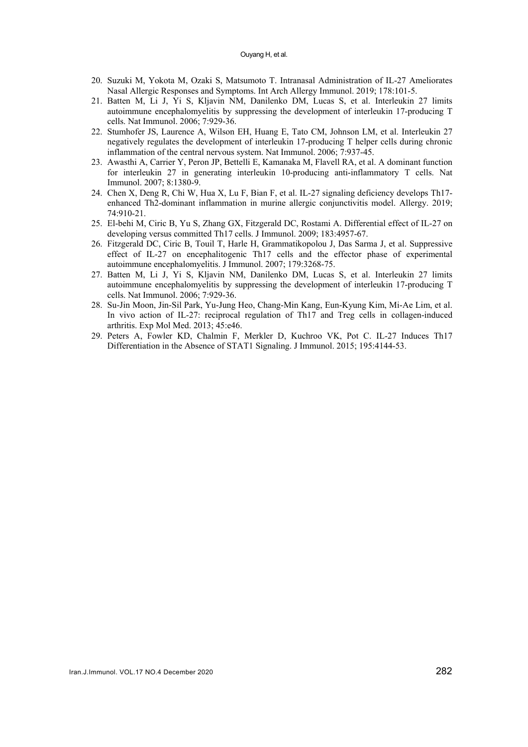20. Suzuki M, Yokota M, Ozaki S, Matsumoto T. Intranasal Administration of IL-27 Ameliorates Nasal Allergic Responses and Symptoms. Int Arch Allergy Immunol. 2019; 178:101-5.
21. Batten M, Li J, Yi S, Kljavin NM, Danilenko DM, Lucas S, et al. Interleukin 27 limits autoimmune encephalomyelitis by suppressing the development of interleukin 17-producing T cells. Nat Immunol. 2006; 7:929-36.
22. Stumhofer JS, Laurence A, Wilson EH, Huang E, Tato CM, Johnson LM, et al. Interleukin 27 negatively regulates the development of interleukin 17-producing T helper cells during chronic inflammation of the central nervous system. Nat Immunol. 2006; 7:937-45.
23. Awasthi A, Carrier Y, Peron JP, Bettelli E, Kamanaka M, Flavell RA, et al. A dominant function for interleukin 27 in generating interleukin 10-producing anti-inflammatory T cells. Nat Immunol. 2007; 8:1380-9.
24. Chen X, Deng R, Chi W, Hua X, Lu F, Bian F, et al. IL-27 signaling deficiency develops Th17-enhanced Th2-dominant inflammation in murine allergic conjunctivitis model. Allergy. 2019; 74:910-21.
25. El-behi M, Ciric B, Yu S, Zhang GX, Fitzgerald DC, Rostami A. Differential effect of IL-27 on developing versus committed Th17 cells. J Immunol. 2009; 183:4957-67.
26. Fitzgerald DC, Ciric B, Touil T, Harle H, Grammatikopolou J, Das Sarma J, et al. Suppressive effect of IL-27 on encephalitogenic Th17 cells and the effector phase of experimental autoimmune encephalomyelitis. J Immunol. 2007; 179:3268-75.
27. Batten M, Li J, Yi S, Kljavin NM, Danilenko DM, Lucas S, et al. Interleukin 27 limits autoimmune encephalomyelitis by suppressing the development of interleukin 17-producing T cells. Nat Immunol. 2006; 7:929-36.
28. Su-Jin Moon, Jin-Sil Park, Yu-Jung Heo, Chang-Min Kang, Eun-Kyung Kim, Mi-Ae Lim, et al. In vivo action of IL-27: reciprocal regulation of Th17 and Treg cells in collagen-induced arthritis. Exp Mol Med. 2013; 45:e46.
29. Peters A, Fowler KD, Chalmin F, Merkler D, Kuchroo VK, Pot C. IL-27 Induces Th17 Differentiation in the Absence of STAT1 Signaling. J Immunol. 2015; 195:4144-53.